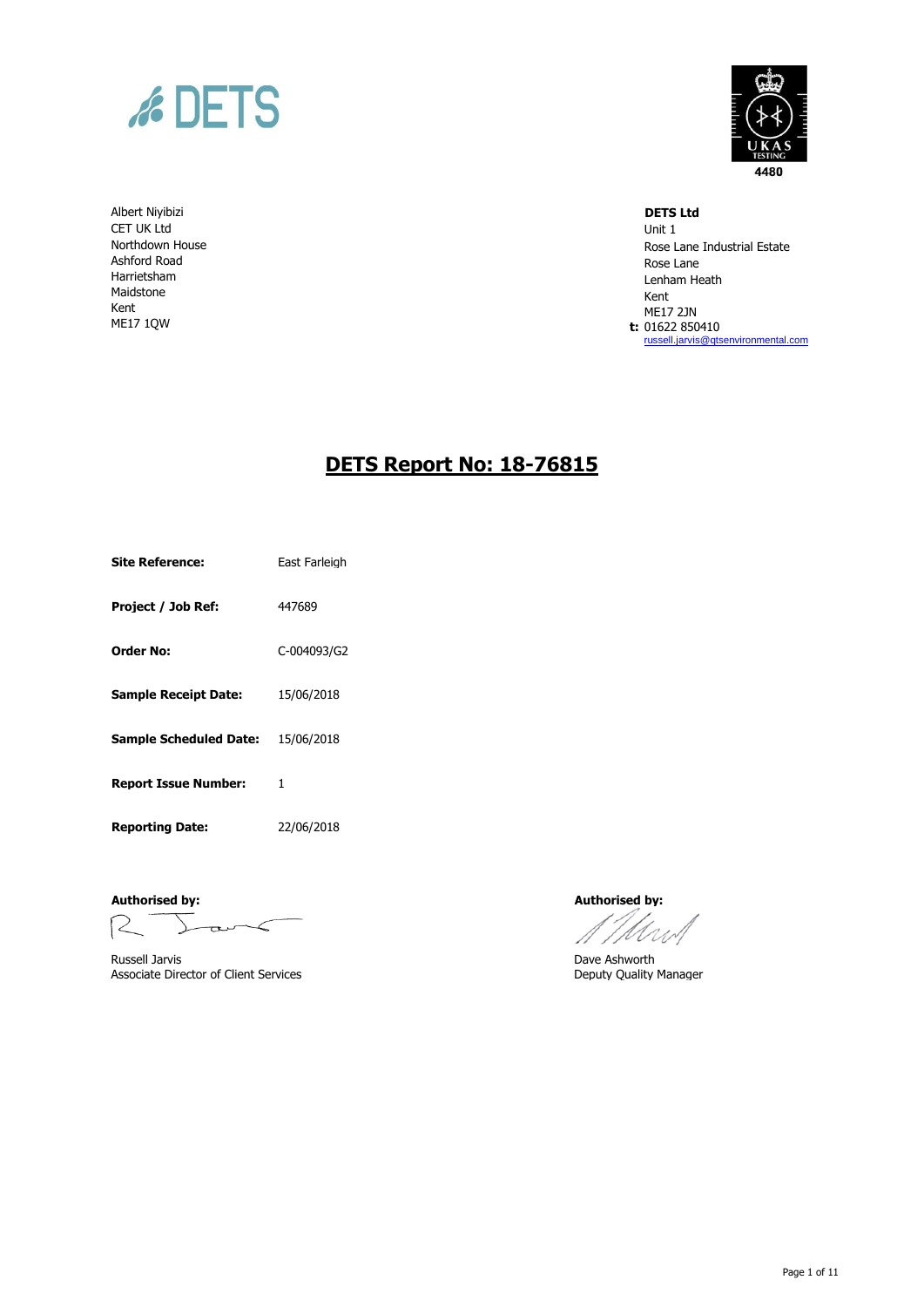DETS

UKAS TESTING 4480

Albert Niyibizi
CET UK Ltd
Northdown House
Ashford Road
Harrietsham
Maidstone
Kent
ME17 1QW

**DETS Ltd**
Unit 1
Rose Lane Industrial Estate
Rose Lane
Lenham Heath
Kent
ME17 2JN
**t:** 01622 850410
russell.jarvis@qtsenvironmental.com

# DETS Report No: 18-76815

| | |
|---|---|
| **Site Reference:** | East Farleigh |
| **Project / Job Ref:** | 447689 |
| **Order No:** | C-004093/G2 |
| **Sample Receipt Date:** | 15/06/2018 |
| **Sample Scheduled Date:** | 15/06/2018 |
| **Report Issue Number:** | 1 |
| **Reporting Date:** | 22/06/2018 |

**Authorised by:**

Russell Jarvis
Associate Director of Client Services

**Authorised by:**

Dave Ashworth
Deputy Quality Manager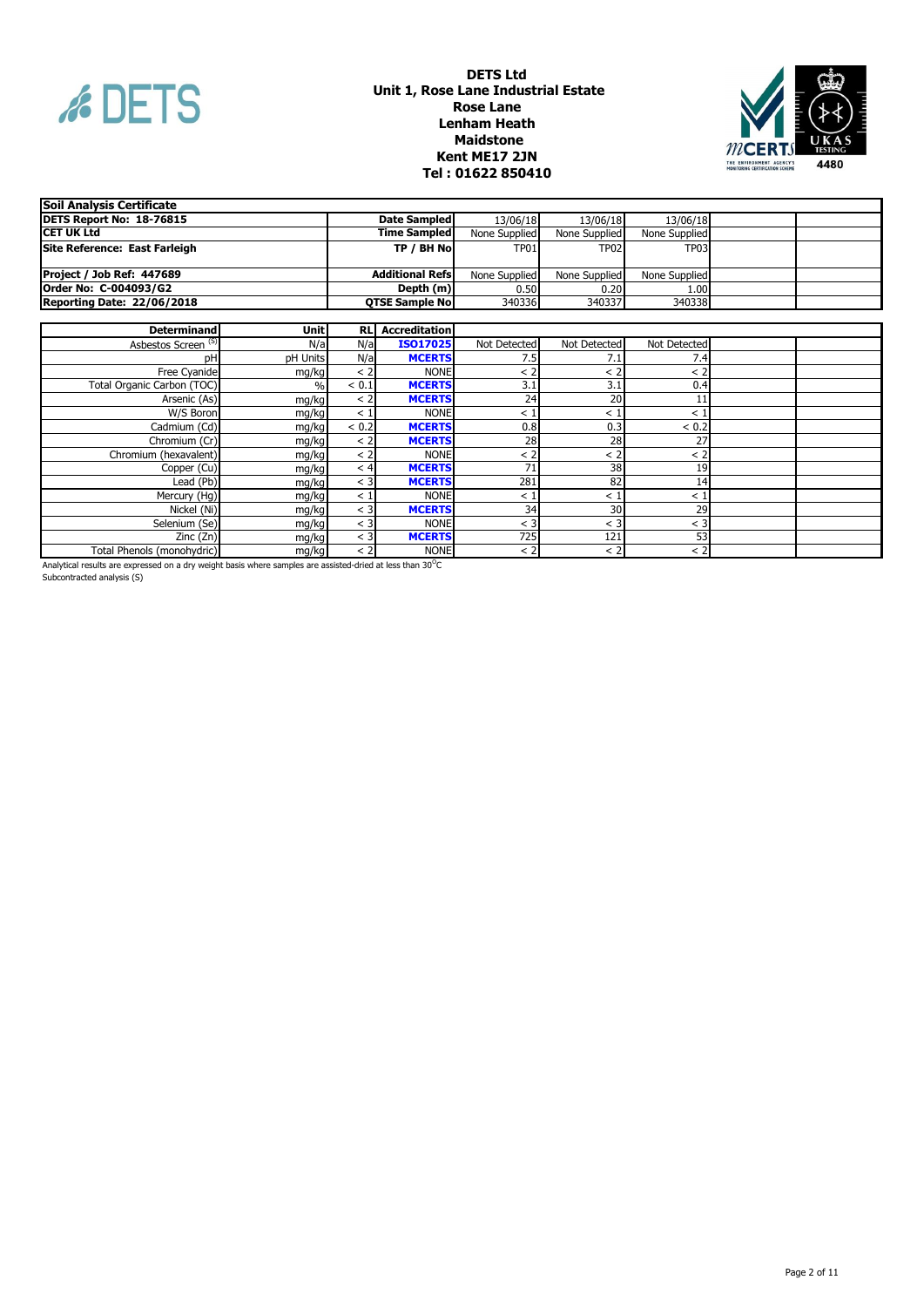**DETS Ltd**
**Unit 1, Rose Lane Industrial Estate**
**Rose Lane**
**Lenham Heath**
**Maidstone**
**Kent ME17 2JN**
**Tel : 01622 850410**

| **Soil Analysis Certificate** | | | | | | |
|---|---|---|---|---|---|---|
| **DETS Report No: 18-76815** | **Date Sampled** | 13/06/18 | 13/06/18 | 13/06/18 | | |
| **CET UK Ltd** | **Time Sampled** | None Supplied | None Supplied | None Supplied | | |
| **Site Reference: East Farleigh** | **TP / BH No** | TP01 | TP02 | TP03 | | |
| **Project / Job Ref: 447689** | **Additional Refs** | None Supplied | None Supplied | None Supplied | | |
| **Order No: C-004093/G2** | **Depth (m)** | 0.50 | 0.20 | 1.00 | | |
| **Reporting Date: 22/06/2018** | **QTSE Sample No** | 340336 | 340337 | 340338 | | |

| **Determinand** | **Unit** | **RL** | **Accreditation** | | | | | |
|---|---|---|---|---|---|---|---|---|
| Asbestos Screen (S) | N/a | N/a | **ISO17025** | Not Detected | Not Detected | Not Detected | | |
| pH | pH Units | N/a | **MCERTS** | 7.5 | 7.1 | 7.4 | | |
| Free Cyanide | mg/kg | < 2 | NONE | < 2 | < 2 | < 2 | | |
| Total Organic Carbon (TOC) | % | < 0.1 | **MCERTS** | 3.1 | 3.1 | 0.4 | | |
| Arsenic (As) | mg/kg | < 2 | **MCERTS** | 24 | 20 | 11 | | |
| W/S Boron | mg/kg | < 1 | NONE | < 1 | < 1 | < 1 | | |
| Cadmium (Cd) | mg/kg | < 0.2 | **MCERTS** | 0.8 | 0.3 | < 0.2 | | |
| Chromium (Cr) | mg/kg | < 2 | **MCERTS** | 28 | 28 | 27 | | |
| Chromium (hexavalent) | mg/kg | < 2 | NONE | < 2 | < 2 | < 2 | | |
| Copper (Cu) | mg/kg | < 4 | **MCERTS** | 71 | 38 | 19 | | |
| Lead (Pb) | mg/kg | < 3 | **MCERTS** | 281 | 82 | 14 | | |
| Mercury (Hg) | mg/kg | < 1 | NONE | < 1 | < 1 | < 1 | | |
| Nickel (Ni) | mg/kg | < 3 | **MCERTS** | 34 | 30 | 29 | | |
| Selenium (Se) | mg/kg | < 3 | NONE | < 3 | < 3 | < 3 | | |
| Zinc (Zn) | mg/kg | < 3 | **MCERTS** | 725 | 121 | 53 | | |
| Total Phenols (monohydric) | mg/kg | < 2 | NONE | < 2 | < 2 | < 2 | | |

Analytical results are expressed on a dry weight basis where samples are assisted-dried at less than 30°C
Subcontracted analysis (S)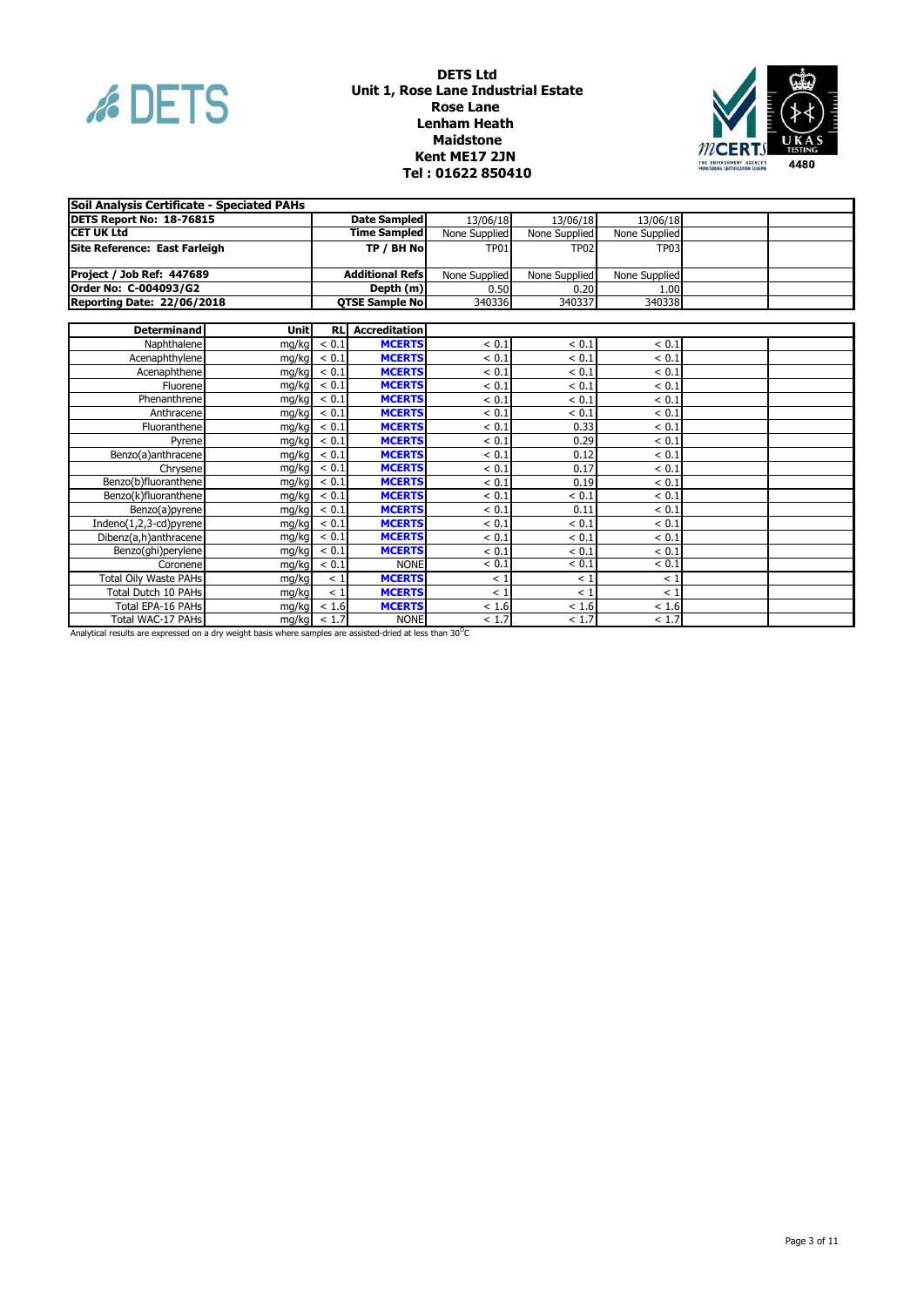**DETS Ltd**
**Unit 1, Rose Lane Industrial Estate**
**Rose Lane**
**Lenham Heath**
**Maidstone**
**Kent ME17 2JN**
**Tel : 01622 850410**

4480

| **Soil Analysis Certificate - Speciated PAHs** | | | | | | | |
|---|---|---|---|---|---|---|---|
| **DETS Report No: 18-76815** | **Date Sampled** | 13/06/18 | 13/06/18 | 13/06/18 | | |
| **CET UK Ltd** | **Time Sampled** | None Supplied | None Supplied | None Supplied | | |
| **Site Reference: East Farleigh** | **TP / BH No** | TP01 | TP02 | TP03 | | |
| **Project / Job Ref: 447689** | **Additional Refs** | None Supplied | None Supplied | None Supplied | | |
| **Order No: C-004093/G2** | **Depth (m)** | 0.50 | 0.20 | 1.00 | | |
| **Reporting Date: 22/06/2018** | **QTSE Sample No** | 340336 | 340337 | 340338 | | |

| Determinand | Unit | RL | Accreditation | | | | | |
|---|---|---|---|---|---|---|---|---|
| Naphthalene | mg/kg | < 0.1 | MCERTS | < 0.1 | < 0.1 | < 0.1 | | |
| Acenaphthylene | mg/kg | < 0.1 | MCERTS | < 0.1 | < 0.1 | < 0.1 | | |
| Acenaphthene | mg/kg | < 0.1 | MCERTS | < 0.1 | < 0.1 | < 0.1 | | |
| Fluorene | mg/kg | < 0.1 | MCERTS | < 0.1 | < 0.1 | < 0.1 | | |
| Phenanthrene | mg/kg | < 0.1 | MCERTS | < 0.1 | < 0.1 | < 0.1 | | |
| Anthracene | mg/kg | < 0.1 | MCERTS | < 0.1 | < 0.1 | < 0.1 | | |
| Fluoranthene | mg/kg | < 0.1 | MCERTS | < 0.1 | 0.33 | < 0.1 | | |
| Pyrene | mg/kg | < 0.1 | MCERTS | < 0.1 | 0.29 | < 0.1 | | |
| Benzo(a)anthracene | mg/kg | < 0.1 | MCERTS | < 0.1 | 0.12 | < 0.1 | | |
| Chrysene | mg/kg | < 0.1 | MCERTS | < 0.1 | 0.17 | < 0.1 | | |
| Benzo(b)fluoranthene | mg/kg | < 0.1 | MCERTS | < 0.1 | 0.19 | < 0.1 | | |
| Benzo(k)fluoranthene | mg/kg | < 0.1 | MCERTS | < 0.1 | < 0.1 | < 0.1 | | |
| Benzo(a)pyrene | mg/kg | < 0.1 | MCERTS | < 0.1 | 0.11 | < 0.1 | | |
| Indeno(1,2,3-cd)pyrene | mg/kg | < 0.1 | MCERTS | < 0.1 | < 0.1 | < 0.1 | | |
| Dibenz(a,h)anthracene | mg/kg | < 0.1 | MCERTS | < 0.1 | < 0.1 | < 0.1 | | |
| Benzo(ghi)perylene | mg/kg | < 0.1 | MCERTS | < 0.1 | < 0.1 | < 0.1 | | |
| Coronene | mg/kg | < 0.1 | NONE | < 0.1 | < 0.1 | < 0.1 | | |
| Total Oily Waste PAHs | mg/kg | < 1 | MCERTS | < 1 | < 1 | < 1 | | |
| Total Dutch 10 PAHs | mg/kg | < 1 | MCERTS | < 1 | < 1 | < 1 | | |
| Total EPA-16 PAHs | mg/kg | < 1.6 | MCERTS | < 1.6 | < 1.6 | < 1.6 | | |
| Total WAC-17 PAHs | mg/kg | < 1.7 | NONE | < 1.7 | < 1.7 | < 1.7 | | |

Analytical results are expressed on a dry weight basis where samples are assisted-dried at less than 30$^{o}$C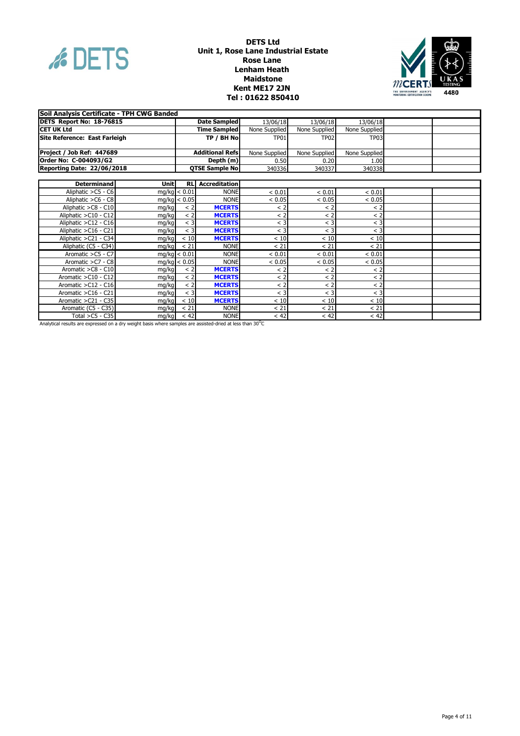**DETS Ltd**
**Unit 1, Rose Lane Industrial Estate**
**Rose Lane**
**Lenham Heath**
**Maidstone**
**Kent ME17 2JN**
**Tel : 01622 850410**

4480

| **Soil Analysis Certificate - TPH CWG Banded** | | | | | | | | |
|---|---|---|---|---|---|---|---|---|
| **DETS Report No: 18-76815** | | | **Date Sampled** | 13/06/18 | 13/06/18 | 13/06/18 | | |
| **CET UK Ltd** | | | **Time Sampled** | None Supplied | None Supplied | None Supplied | | |
| **Site Reference: East Farleigh** | | | **TP / BH No** | TP01 | TP02 | TP03 | | |
| **Project / Job Ref: 447689** | | | **Additional Refs** | None Supplied | None Supplied | None Supplied | | |
| **Order No: C-004093/G2** | | | **Depth (m)** | 0.50 | 0.20 | 1.00 | | |
| **Reporting Date: 22/06/2018** | | | **QTSE Sample No** | 340336 | 340337 | 340338 | | |
| **Determinand** | **Unit** | **RL** | **Accreditation** | | | | | |
| Aliphatic >C5 - C6 | mg/kg | < 0.01 | NONE | < 0.01 | < 0.01 | < 0.01 | | |
| Aliphatic >C6 - C8 | mg/kg | < 0.05 | NONE | < 0.05 | < 0.05 | < 0.05 | | |
| Aliphatic >C8 - C10 | mg/kg | < 2 | MCERTS | < 2 | < 2 | < 2 | | |
| Aliphatic >C10 - C12 | mg/kg | < 2 | MCERTS | < 2 | < 2 | < 2 | | |
| Aliphatic >C12 - C16 | mg/kg | < 3 | MCERTS | < 3 | < 3 | < 3 | | |
| Aliphatic >C16 - C21 | mg/kg | < 3 | MCERTS | < 3 | < 3 | < 3 | | |
| Aliphatic >C21 - C34 | mg/kg | < 10 | MCERTS | < 10 | < 10 | < 10 | | |
| Aliphatic (C5 - C34) | mg/kg | < 21 | NONE | < 21 | < 21 | < 21 | | |
| Aromatic >C5 - C7 | mg/kg | < 0.01 | NONE | < 0.01 | < 0.01 | < 0.01 | | |
| Aromatic >C7 - C8 | mg/kg | < 0.05 | NONE | < 0.05 | < 0.05 | < 0.05 | | |
| Aromatic >C8 - C10 | mg/kg | < 2 | MCERTS | < 2 | < 2 | < 2 | | |
| Aromatic >C10 - C12 | mg/kg | < 2 | MCERTS | < 2 | < 2 | < 2 | | |
| Aromatic >C12 - C16 | mg/kg | < 2 | MCERTS | < 2 | < 2 | < 2 | | |
| Aromatic >C16 - C21 | mg/kg | < 3 | MCERTS | < 3 | < 3 | < 3 | | |
| Aromatic >C21 - C35 | mg/kg | < 10 | MCERTS | < 10 | < 10 | < 10 | | |
| Aromatic (C5 - C35) | mg/kg | < 21 | NONE | < 21 | < 21 | < 21 | | |
| Total >C5 - C35 | mg/kg | < 42 | NONE | < 42 | < 42 | < 42 | | |

Analytical results are expressed on a dry weight basis where samples are assisted-dried at less than 30$^{o}$C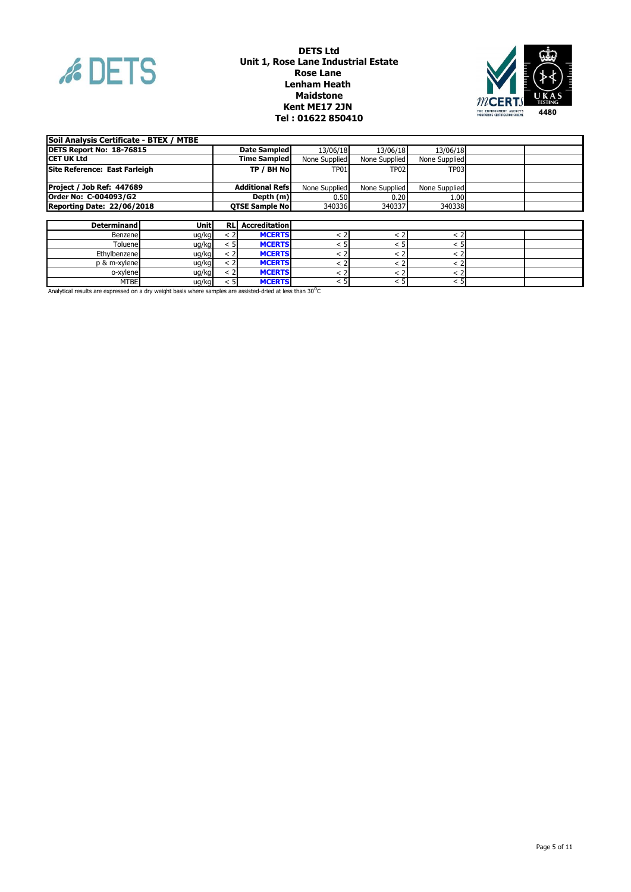**DETS Ltd**
**Unit 1, Rose Lane Industrial Estate**
**Rose Lane**
**Lenham Heath**
**Maidstone**
**Kent ME17 2JN**
**Tel : 01622 850410**

4480

| **Soil Analysis Certificate - BTEX / MTBE** | | | | | | | | |
|---|---|---|---|---|---|---|---|---|
| **DETS Report No: 18-76815** | | | **Date Sampled** | 13/06/18 | 13/06/18 | 13/06/18 | | |
| **CET UK Ltd** | | | **Time Sampled** | None Supplied | None Supplied | None Supplied | | |
| **Site Reference: East Farleigh** | | | **TP / BH No** | TP01 | TP02 | TP03 | | |
| **Project / Job Ref: 447689** | | | **Additional Refs** | None Supplied | None Supplied | None Supplied | | |
| **Order No: C-004093/G2** | | | **Depth (m)** | 0.50 | 0.20 | 1.00 | | |
| **Reporting Date: 22/06/2018** | | | **QTSE Sample No** | 340336 | 340337 | 340338 | | |
| **Determinand** | **Unit** | **RL** | **Accreditation** | | | | | |
| Benzene | ug/kg | < 2 | **MCERTS** | < 2 | < 2 | < 2 | | |
| Toluene | ug/kg | < 5 | **MCERTS** | < 5 | < 5 | < 5 | | |
| Ethylbenzene | ug/kg | < 2 | **MCERTS** | < 2 | < 2 | < 2 | | |
| p & m-xylene | ug/kg | < 2 | **MCERTS** | < 2 | < 2 | < 2 | | |
| o-xylene | ug/kg | < 2 | **MCERTS** | < 2 | < 2 | < 2 | | |
| MTBE | ug/kg | < 5 | **MCERTS** | < 5 | < 5 | < 5 | | |

Analytical results are expressed on a dry weight basis where samples are assisted-dried at less than 30$^{o}$C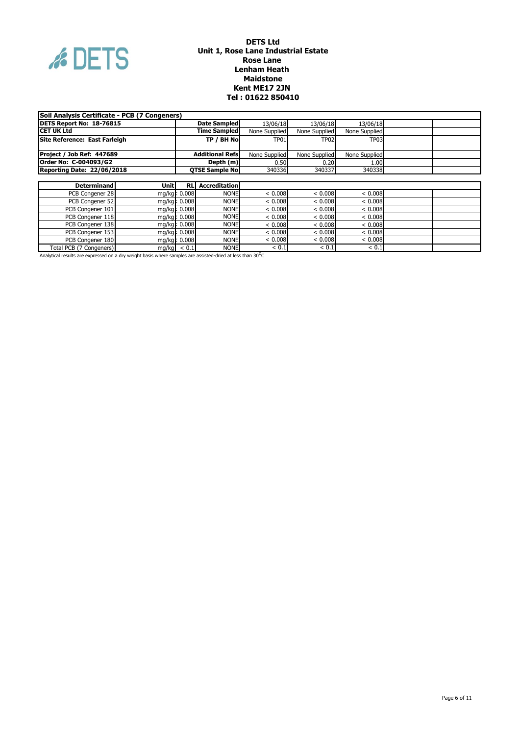**DETS Ltd**
**Unit 1, Rose Lane Industrial Estate**
**Rose Lane**
**Lenham Heath**
**Maidstone**
**Kent ME17 2JN**
**Tel : 01622 850410**

| **Soil Analysis Certificate - PCB (7 Congeners)** | | | | | | |
|---|---|---|---|---|---|---|
| **DETS Report No: 18-76815** | **Date Sampled** | 13/06/18 | 13/06/18 | 13/06/18 | | |
| **CET UK Ltd** | **Time Sampled** | None Supplied | None Supplied | None Supplied | | |
| **Site Reference: East Farleigh** | **TP / BH No** | TP01 | TP02 | TP03 | | |
| **Project / Job Ref: 447689** | **Additional Refs** | None Supplied | None Supplied | None Supplied | | |
| **Order No: C-004093/G2** | **Depth (m)** | 0.50 | 0.20 | 1.00 | | |
| **Reporting Date: 22/06/2018** | **QTSE Sample No** | 340336 | 340337 | 340338 | | |

| **Determinand** | **Unit** | **RL** | **Accreditation** | | | | | |
|---|---|---|---|---|---|---|---|---|
| PCB Congener 28 | mg/kg | < 0.008 | NONE | < 0.008 | < 0.008 | < 0.008 | | |
| PCB Congener 52 | mg/kg | < 0.008 | NONE | < 0.008 | < 0.008 | < 0.008 | | |
| PCB Congener 101 | mg/kg | < 0.008 | NONE | < 0.008 | < 0.008 | < 0.008 | | |
| PCB Congener 118 | mg/kg | < 0.008 | NONE | < 0.008 | < 0.008 | < 0.008 | | |
| PCB Congener 138 | mg/kg | < 0.008 | NONE | < 0.008 | < 0.008 | < 0.008 | | |
| PCB Congener 153 | mg/kg | < 0.008 | NONE | < 0.008 | < 0.008 | < 0.008 | | |
| PCB Congener 180 | mg/kg | < 0.008 | NONE | < 0.008 | < 0.008 | < 0.008 | | |
| Total PCB (7 Congeners) | mg/kg | < 0.1 | NONE | < 0.1 | < 0.1 | < 0.1 | | |

Analytical results are expressed on a dry weight basis where samples are assisted-dried at less than 30$^{o}$C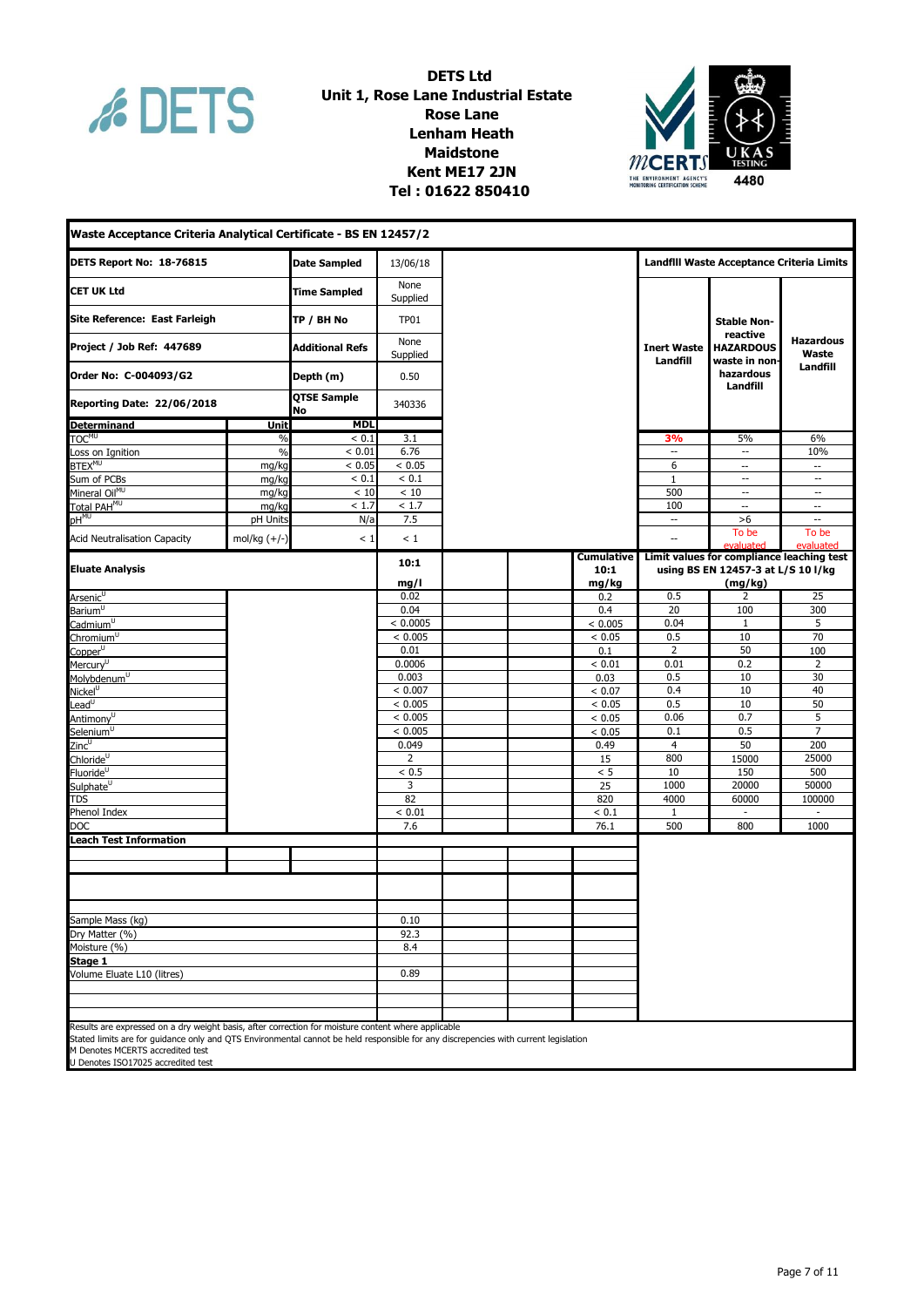**DETS Ltd**
**Unit 1, Rose Lane Industrial Estate**
**Rose Lane**
**Lenham Heath**
**Maidstone**
**Kent ME17 2JN**
**Tel : 01622 850410**

MCERTS — THE ENVIRONMENT AGENCY'S MONITORING CERTIFICATION SCHEME
UKAS TESTING 4480

## Waste Acceptance Criteria Analytical Certificate - BS EN 12457/2

| | | | |
|---|---|---|---|
| **DETS Report No: 18-76815** | **Date Sampled** | 13/06/18 | |
| **CET UK Ltd** | **Time Sampled** | None Supplied | |
| **Site Reference: East Farleigh** | **TP / BH No** | TP01 | |
| **Project / Job Ref: 447689** | **Additional Refs** | None Supplied | |
| **Order No: C-004093/G2** | **Depth (m)** | 0.50 | |
| **Reporting Date: 22/06/2018** | **QTSE Sample No** | 340336 | |

| Determinand | Unit | MDL | | Landfill Waste Acceptance Criteria Limits: Inert Waste Landfill | Stable Non-reactive HAZARDOUS waste in non-hazardous Landfill | Hazardous Waste Landfill |
|---|---|---|---|---|---|---|
| TOC[MU] | % | < 0.1 | 3.1 | 3% | 5% | 6% |
| Loss on Ignition | % | < 0.01 | 6.76 | -- | -- | 10% |
| BTEX[MU] | mg/kg | < 0.05 | < 0.05 | 6 | -- | -- |
| Sum of PCBs | mg/kg | < 0.1 | < 0.1 | 1 | -- | -- |
| Mineral Oil[MU] | mg/kg | < 10 | < 10 | 500 | -- | -- |
| Total PAH[MU] | mg/kg | < 1.7 | < 1.7 | 100 | -- | -- |
| pH[MU] | pH Units | N/a | 7.5 | -- | >6 | -- |
| Acid Neutralisation Capacity | mol/kg (+/-) | < 1 | < 1 | -- | To be evaluated | To be evaluated |

| Eluate Analysis | 10:1 mg/l | | | Cumulative 10:1 mg/kg | Limit values for compliance leaching test using BS EN 12457-3 at L/S 10 l/kg (mg/kg): Inert | Stable Non-reactive | Hazardous |
|---|---|---|---|---|---|---|---|
| Arsenic[U] | 0.02 | | | 0.2 | 0.5 | 2 | 25 |
| Barium[U] | 0.04 | | | 0.4 | 20 | 100 | 300 |
| Cadmium[U] | < 0.0005 | | | < 0.005 | 0.04 | 1 | 5 |
| Chromium[U] | < 0.005 | | | < 0.05 | 0.5 | 10 | 70 |
| Copper[U] | 0.01 | | | 0.1 | 2 | 50 | 100 |
| Mercury[U] | 0.0006 | | | < 0.01 | 0.01 | 0.2 | 2 |
| Molybdenum[U] | 0.003 | | | 0.03 | 0.5 | 10 | 30 |
| Nickel[U] | < 0.007 | | | < 0.07 | 0.4 | 10 | 40 |
| Lead[U] | < 0.005 | | | < 0.05 | 0.5 | 10 | 50 |
| Antimony[U] | < 0.005 | | | < 0.05 | 0.06 | 0.7 | 5 |
| Selenium[U] | < 0.005 | | | < 0.05 | 0.1 | 0.5 | 7 |
| Zinc[U] | 0.049 | | | 0.49 | 4 | 50 | 200 |
| Chloride[U] | 2 | | | 15 | 800 | 15000 | 25000 |
| Fluoride[U] | < 0.5 | | | < 5 | 10 | 150 | 500 |
| Sulphate[U] | 3 | | | 25 | 1000 | 20000 | 50000 |
| TDS | 82 | | | 820 | 4000 | 60000 | 100000 |
| Phenol Index | < 0.01 | | | < 0.1 | 1 | - | - |
| DOC | 7.6 | | | 76.1 | 500 | 800 | 1000 |

**Leach Test Information**

| | |
|---|---|
| Sample Mass (kg) | 0.10 |
| Dry Matter (%) | 92.3 |
| Moisture (%) | 8.4 |
| **Stage 1** | |
| Volume Eluate L10 (litres) | 0.89 |

Results are expressed on a dry weight basis, after correction for moisture content where applicable
Stated limits are for guidance only and QTS Environmental cannot be held responsible for any discrepencies with current legislation
M Denotes MCERTS accredited test
U Denotes ISO17025 accredited test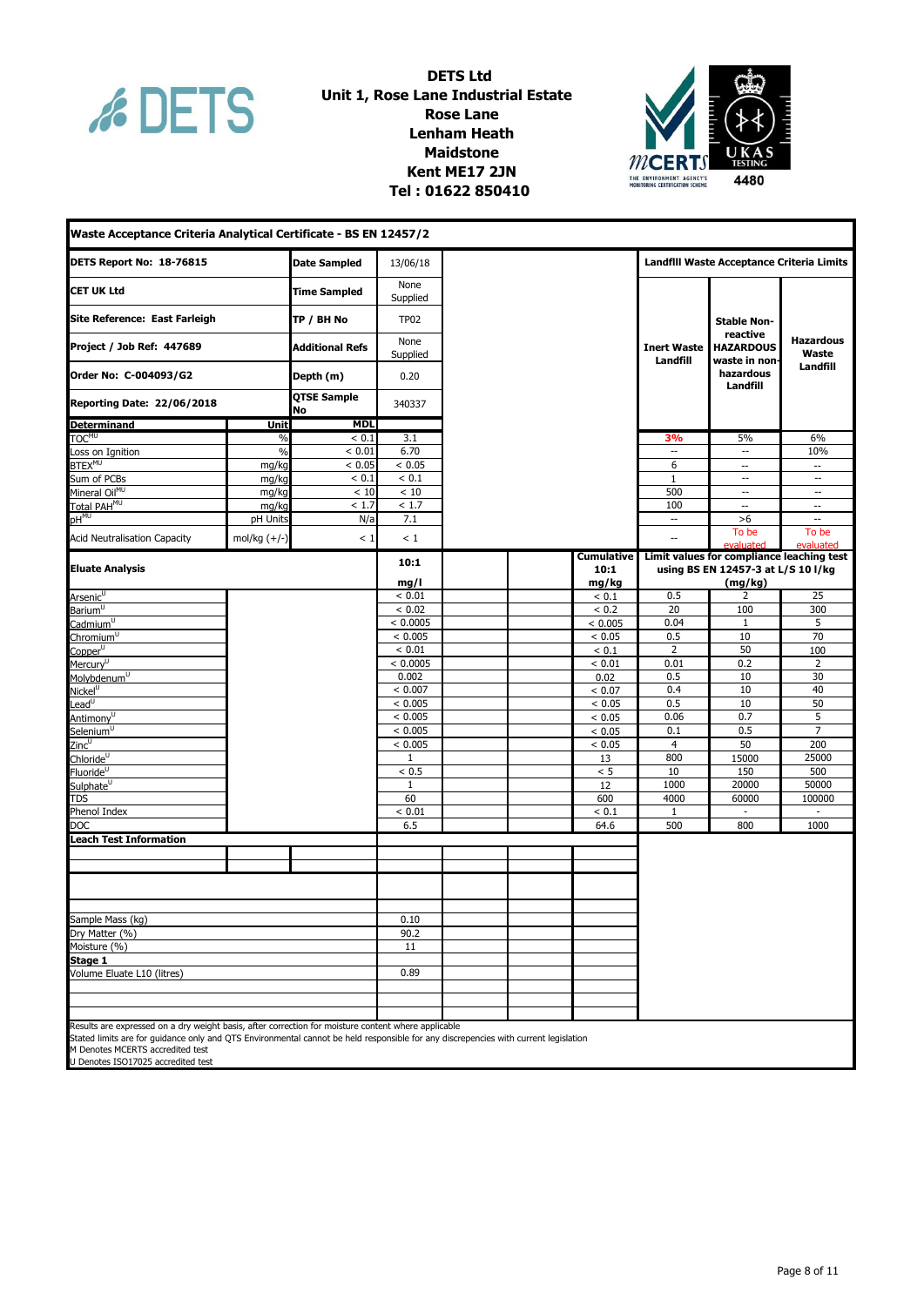**DETS Ltd**
**Unit 1, Rose Lane Industrial Estate**
**Rose Lane**
**Lenham Heath**
**Maidstone**
**Kent ME17 2JN**
**Tel : 01622 850410**

## Waste Acceptance Criteria Analytical Certificate - BS EN 12457/2

| | | | |
|---|---|---|---|
| **DETS Report No: 18-76815** | **Date Sampled** | 13/06/18 | |
| **CET UK Ltd** | **Time Sampled** | None Supplied | |
| **Site Reference: East Farleigh** | **TP / BH No** | TP02 | |
| **Project / Job Ref: 447689** | **Additional Refs** | None Supplied | |
| **Order No: C-004093/G2** | **Depth (m)** | 0.20 | |
| **Reporting Date: 22/06/2018** | **QTSE Sample No** | 340337 | |

| **Determinand** | **Unit** | **MDL** | | **Landfill Waste Acceptance Criteria Limits: Inert Waste Landfill** | **Stable Non-reactive HAZARDOUS waste in non-hazardous Landfill** | **Hazardous Waste Landfill** |
|---|---|---|---|---|---|---|
| TOC[MU] | % | < 0.1 | 3.1 | **3%** | 5% | 6% |
| Loss on Ignition | % | < 0.01 | 6.70 | -- | -- | 10% |
| BTEX[MU] | mg/kg | < 0.05 | < 0.05 | 6 | -- | -- |
| Sum of PCBs | mg/kg | < 0.1 | < 0.1 | 1 | -- | -- |
| Mineral Oil[MU] | mg/kg | < 10 | < 10 | 500 | -- | -- |
| Total PAH[MU] | mg/kg | < 1.7 | < 1.7 | 100 | -- | -- |
| pH[MU] | pH Units | N/a | 7.1 | -- | >6 | -- |
| Acid Neutralisation Capacity | mol/kg (+/-) | < 1 | < 1 | -- | To be evaluated | To be evaluated |

| **Eluate Analysis** | **10:1 mg/l** | **Cumulative 10:1 mg/kg** | **Limit values for compliance leaching test using BS EN 12457-3 at L/S 10 l/kg (mg/kg): Inert** | **Stable Non-reactive** | **Hazardous** |
|---|---|---|---|---|---|
| Arsenic[U] | < 0.01 | < 0.1 | 0.5 | 2 | 25 |
| Barium[U] | < 0.02 | < 0.2 | 20 | 100 | 300 |
| Cadmium[U] | < 0.0005 | < 0.005 | 0.04 | 1 | 5 |
| Chromium[U] | < 0.005 | < 0.05 | 0.5 | 10 | 70 |
| Copper[U] | < 0.01 | < 0.1 | 2 | 50 | 100 |
| Mercury[U] | < 0.0005 | < 0.01 | 0.01 | 0.2 | 2 |
| Molybdenum[U] | 0.002 | 0.02 | 0.5 | 10 | 30 |
| Nickel[U] | < 0.007 | < 0.07 | 0.4 | 10 | 40 |
| Lead[U] | < 0.005 | < 0.05 | 0.5 | 10 | 50 |
| Antimony[U] | < 0.005 | < 0.05 | 0.06 | 0.7 | 5 |
| Selenium[U] | < 0.005 | < 0.05 | 0.1 | 0.5 | 7 |
| Zinc[U] | < 0.005 | < 0.05 | 4 | 50 | 200 |
| Chloride[U] | 1 | 13 | 800 | 15000 | 25000 |
| Fluoride[U] | < 0.5 | < 5 | 10 | 150 | 500 |
| Sulphate[U] | 1 | 12 | 1000 | 20000 | 50000 |
| TDS | 60 | 600 | 4000 | 60000 | 100000 |
| Phenol Index | < 0.01 | < 0.1 | 1 | - | - |
| DOC | 6.5 | 64.6 | 500 | 800 | 1000 |

**Leach Test Information**

| | |
|---|---|
| Sample Mass (kg) | 0.10 |
| Dry Matter (%) | 90.2 |
| Moisture (%) | 11 |
| **Stage 1** | |
| Volume Eluate L10 (litres) | 0.89 |

Results are expressed on a dry weight basis, after correction for moisture content where applicable
Stated limits are for guidance only and QTS Environmental cannot be held responsible for any discrepencies with current legislation
M Denotes MCERTS accredited test
U Denotes ISO17025 accredited test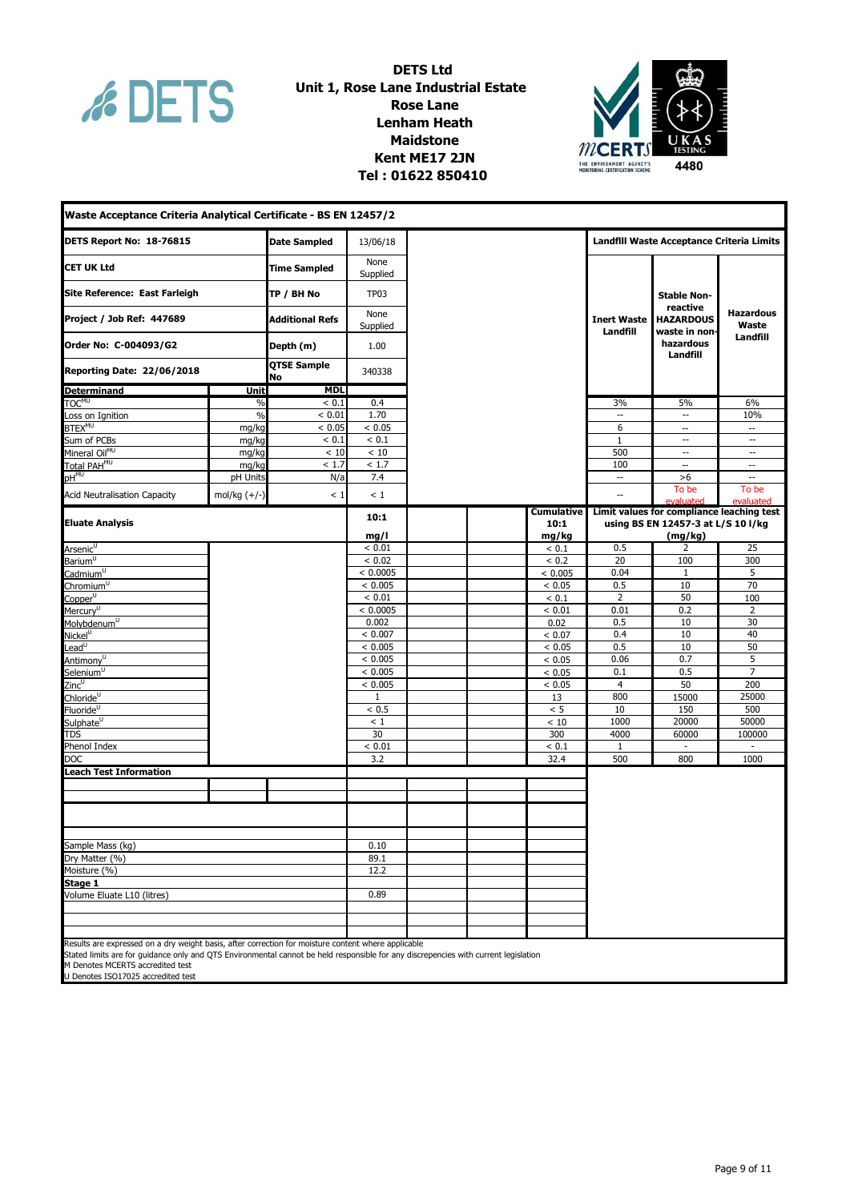**DETS Ltd**
**Unit 1, Rose Lane Industrial Estate**
**Rose Lane**
**Lenham Heath**
**Maidstone**
**Kent ME17 2JN**
**Tel : 01622 850410**

## Waste Acceptance Criteria Analytical Certificate - BS EN 12457/2

| | | |
|---|---|---|
| **DETS Report No: 18-76815** | **Date Sampled** | 13/06/18 |
| **CET UK Ltd** | **Time Sampled** | None Supplied |
| **Site Reference: East Farleigh** | **TP / BH No** | TP03 |
| **Project / Job Ref: 447689** | **Additional Refs** | None Supplied |
| **Order No: C-004093/G2** | **Depth (m)** | 1.00 |
| **Reporting Date: 22/06/2018** | **QTSE Sample No** | 340338 |

**Landfill Waste Acceptance Criteria Limits**

| Determinand | Unit | MDL | Result | Inert Waste Landfill | Stable Non-reactive HAZARDOUS waste in non-hazardous Landfill | Hazardous Waste Landfill |
|---|---|---|---|---|---|---|
| TOC[MU] | % | < 0.1 | 0.4 | 3% | 5% | 6% |
| Loss on Ignition | % | < 0.01 | 1.70 | -- | -- | 10% |
| BTEX[MU] | mg/kg | < 0.05 | < 0.05 | 6 | -- | -- |
| Sum of PCBs | mg/kg | < 0.1 | < 0.1 | 1 | -- | -- |
| Mineral Oil[MU] | mg/kg | < 10 | < 10 | 500 | -- | -- |
| Total PAH[MU] | mg/kg | < 1.7 | < 1.7 | 100 | -- | -- |
| pH[MU] | pH Units | N/a | 7.4 | -- | >6 | -- |
| Acid Neutralisation Capacity | mol/kg (+/-) | < 1 | < 1 | -- | To be evaluated | To be evaluated |

| Eluate Analysis | 10:1 mg/l | Cumulative 10:1 mg/kg | Limit values for compliance leaching test using BS EN 12457-3 at L/S 10 l/kg (mg/kg) – Inert | Stable Non-reactive | Hazardous |
|---|---|---|---|---|---|
| Arsenic[U] | < 0.01 | < 0.1 | 0.5 | 2 | 25 |
| Barium[U] | < 0.02 | < 0.2 | 20 | 100 | 300 |
| Cadmium[U] | < 0.0005 | < 0.005 | 0.04 | 1 | 5 |
| Chromium[U] | < 0.005 | < 0.05 | 0.5 | 10 | 70 |
| Copper[U] | < 0.01 | < 0.1 | 2 | 50 | 100 |
| Mercury[U] | < 0.0005 | < 0.01 | 0.01 | 0.2 | 2 |
| Molybdenum[U] | 0.002 | 0.02 | 0.5 | 10 | 30 |
| Nickel[U] | < 0.007 | < 0.07 | 0.4 | 10 | 40 |
| Lead[U] | < 0.005 | < 0.05 | 0.5 | 10 | 50 |
| Antimony[U] | < 0.005 | < 0.05 | 0.06 | 0.7 | 5 |
| Selenium[U] | < 0.005 | < 0.05 | 0.1 | 0.5 | 7 |
| Zinc[U] | < 0.005 | < 0.05 | 4 | 50 | 200 |
| Chloride[U] | 1 | 13 | 800 | 15000 | 25000 |
| Fluoride[U] | < 0.5 | < 5 | 10 | 150 | 500 |
| Sulphate[U] | < 1 | < 10 | 1000 | 20000 | 50000 |
| TDS | 30 | 300 | 4000 | 60000 | 100000 |
| Phenol Index | < 0.01 | < 0.1 | 1 | - | - |
| DOC | 3.2 | 32.4 | 500 | 800 | 1000 |

**Leach Test Information**

| | |
|---|---|
| Sample Mass (kg) | 0.10 |
| Dry Matter (%) | 89.1 |
| Moisture (%) | 12.2 |
| **Stage 1** | |
| Volume Eluate L10 (litres) | 0.89 |

Results are expressed on a dry weight basis, after correction for moisture content where applicable
Stated limits are for guidance only and QTS Environmental cannot be held responsible for any discrepencies with current legislation
M Denotes MCERTS accredited test
U Denotes ISO17025 accredited test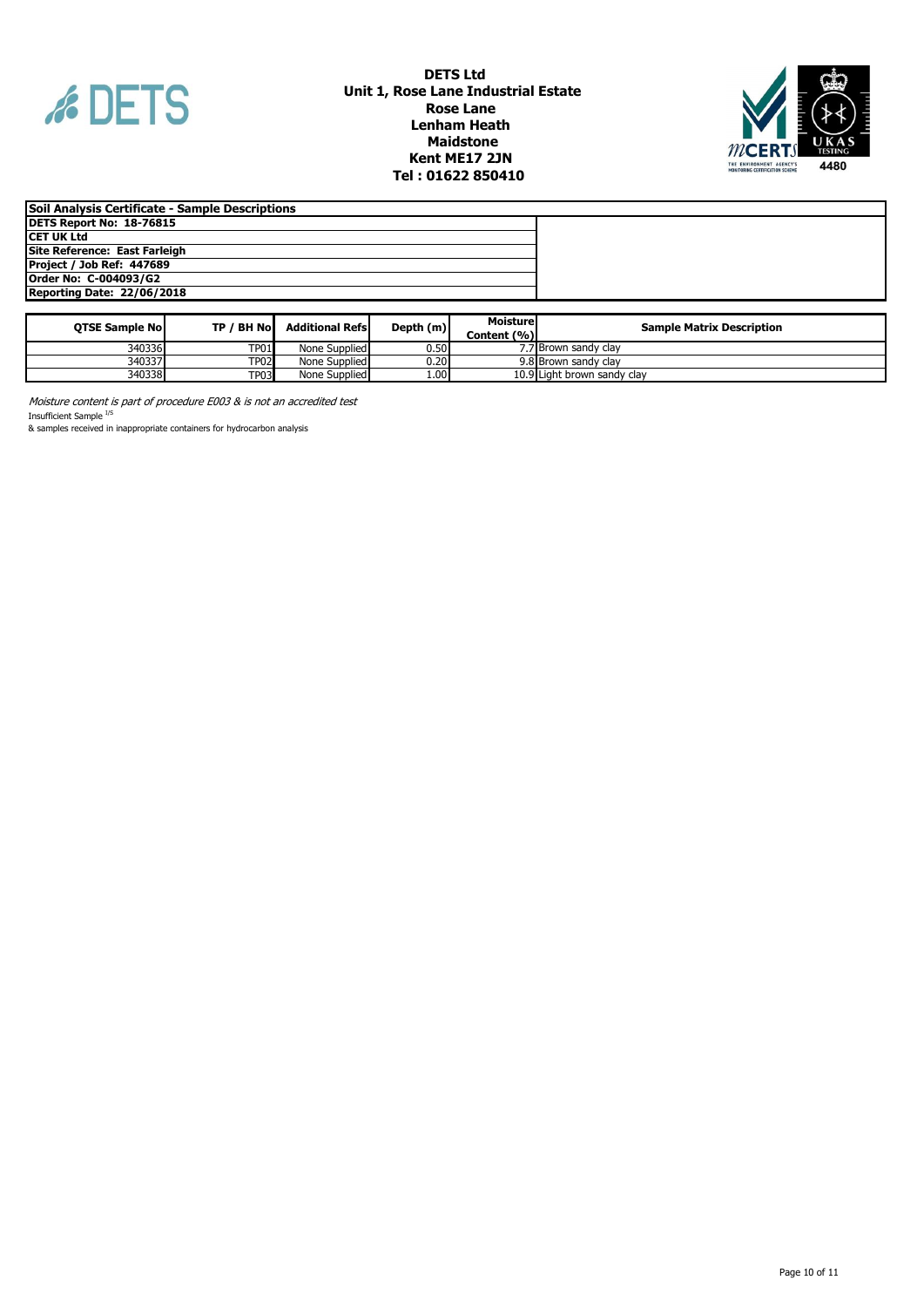**DETS Ltd**
**Unit 1, Rose Lane Industrial Estate**
**Rose Lane**
**Lenham Heath**
**Maidstone**
**Kent ME17 2JN**
**Tel : 01622 850410**

| Soil Analysis Certificate - Sample Descriptions |
|---|
| DETS Report No: 18-76815 |
| CET UK Ltd |
| Site Reference: East Farleigh |
| Project / Job Ref: 447689 |
| Order No: C-004093/G2 |
| Reporting Date: 22/06/2018 |

| QTSE Sample No | TP / BH No | Additional Refs | Depth (m) | Moisture Content (%) | Sample Matrix Description |
|---|---|---|---|---|---|
| 340336 | TP01 | None Supplied | 0.50 | 7.7 | Brown sandy clay |
| 340337 | TP02 | None Supplied | 0.20 | 9.8 | Brown sandy clay |
| 340338 | TP03 | None Supplied | 1.00 | 10.9 | Light brown sandy clay |

*Moisture content is part of procedure E003 & is not an accredited test*

Insufficient Sample [I/S]

& samples received in inappropriate containers for hydrocarbon analysis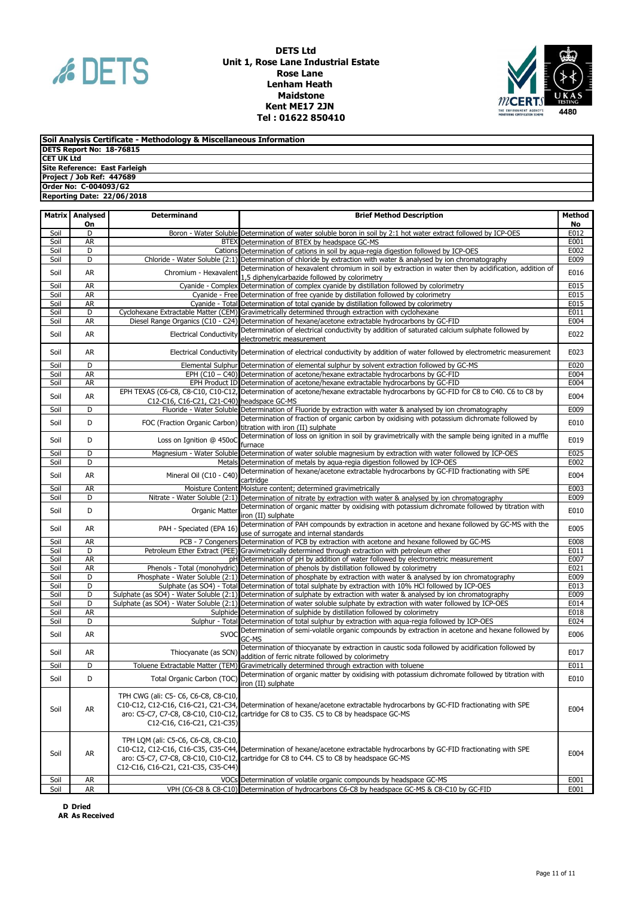**DETS Ltd**
**Unit 1, Rose Lane Industrial Estate**
**Rose Lane**
**Lenham Heath**
**Maidstone**
**Kent ME17 2JN**
**Tel : 01622 850410**

UKAS TESTING 4480

**Soil Analysis Certificate - Methodology & Miscellaneous Information**
**DETS Report No: 18-76815**
**CET UK Ltd**
**Site Reference: East Farleigh**
**Project / Job Ref: 447689**
**Order No: C-004093/G2**
**Reporting Date: 22/06/2018**

| Matrix | Analysed On | Determinand | Brief Method Description | Method No |
|---|---|---|---|---|
| Soil | D | Boron - Water Soluble | Determination of water soluble boron in soil by 2:1 hot water extract followed by ICP-OES | E012 |
| Soil | AR | BTEX | Determination of BTEX by headspace GC-MS | E001 |
| Soil | D | Cations | Determination of cations in soil by aqua-regia digestion followed by ICP-OES | E002 |
| Soil | D | Chloride - Water Soluble (2:1) | Determination of chloride by extraction with water & analysed by ion chromatography | E009 |
| Soil | AR | Chromium - Hexavalent | Determination of hexavalent chromium in soil by extraction in water then by acidification, addition of 1,5 diphenylcarbazide followed by colorimetry | E016 |
| Soil | AR | Cyanide - Complex | Determination of complex cyanide by distillation followed by colorimetry | E015 |
| Soil | AR | Cyanide - Free | Determination of free cyanide by distillation followed by colorimetry | E015 |
| Soil | AR | Cyanide - Total | Determination of total cyanide by distillation followed by colorimetry | E015 |
| Soil | D | Cyclohexane Extractable Matter (CEM) | Gravimetrically determined through extraction with cyclohexane | E011 |
| Soil | AR | Diesel Range Organics (C10 - C24) | Determination of hexane/acetone extractable hydrocarbons by GC-FID | E004 |
| Soil | AR | Electrical Conductivity | Determination of electrical conductivity by addition of saturated calcium sulphate followed by electrometric measurement | E022 |
| Soil | AR | Electrical Conductivity | Determination of electrical conductivity by addition of water followed by electrometric measurement | E023 |
| Soil | D | Elemental Sulphur | Determination of elemental sulphur by solvent extraction followed by GC-MS | E020 |
| Soil | AR | EPH (C10 – C40) | Determination of acetone/hexane extractable hydrocarbons by GC-FID | E004 |
| Soil | AR | EPH Product ID | Determination of acetone/hexane extractable hydrocarbons by GC-FID | E004 |
| Soil | AR | EPH TEXAS (C6-C8, C8-C10, C10-C12, C12-C16, C16-C21, C21-C40) | Determination of acetone/hexane extractable hydrocarbons by GC-FID for C8 to C40. C6 to C8 by headspace GC-MS | E004 |
| Soil | D | Fluoride - Water Soluble | Determination of Fluoride by extraction with water & analysed by ion chromatography | E009 |
| Soil | D | FOC (Fraction Organic Carbon) | Determination of fraction of organic carbon by oxidising with potassium dichromate followed by titration with iron (II) sulphate | E010 |
| Soil | D | Loss on Ignition @ 450oC | Determination of loss on ignition in soil by gravimetrically with the sample being ignited in a muffle furnace | E019 |
| Soil | D | Magnesium - Water Soluble | Determination of water soluble magnesium by extraction with water followed by ICP-OES | E025 |
| Soil | D | Metals | Determination of metals by aqua-regia digestion followed by ICP-OES | E002 |
| Soil | AR | Mineral Oil (C10 - C40) | Determination of hexane/acetone extractable hydrocarbons by GC-FID fractionating with SPE cartridge | E004 |
| Soil | AR | Moisture Content | Moisture content; determined gravimetrically | E003 |
| Soil | D | Nitrate - Water Soluble (2:1) | Determination of nitrate by extraction with water & analysed by ion chromatography | E009 |
| Soil | D | Organic Matter | Determination of organic matter by oxidising with potassium dichromate followed by titration with iron (II) sulphate | E010 |
| Soil | AR | PAH - Speciated (EPA 16) | Determination of PAH compounds by extraction in acetone and hexane followed by GC-MS with the use of surrogate and internal standards | E005 |
| Soil | AR | PCB - 7 Congeners | Determination of PCB by extraction with acetone and hexane followed by GC-MS | E008 |
| Soil | D | Petroleum Ether Extract (PEE) | Gravimetrically determined through extraction with petroleum ether | E011 |
| Soil | AR | pH | Determination of pH by addition of water followed by electrometric measurement | E007 |
| Soil | AR | Phenols - Total (monohydric) | Determination of phenols by distillation followed by colorimetry | E021 |
| Soil | D | Phosphate - Water Soluble (2:1) | Determination of phosphate by extraction with water & analysed by ion chromatography | E009 |
| Soil | D | Sulphate (as SO4) - Total | Determination of total sulphate by extraction with 10% HCl followed by ICP-OES | E013 |
| Soil | D | Sulphate (as SO4) - Water Soluble (2:1) | Determination of sulphate by extraction with water & analysed by ion chromatography | E009 |
| Soil | D | Sulphate (as SO4) - Water Soluble (2:1) | Determination of water soluble sulphate by extraction with water followed by ICP-OES | E014 |
| Soil | AR | Sulphide | Determination of sulphide by distillation followed by colorimetry | E018 |
| Soil | D | Sulphur - Total | Determination of total sulphur by extraction with aqua-regia followed by ICP-OES | E024 |
| Soil | AR | SVOC | Determination of semi-volatile organic compounds by extraction in acetone and hexane followed by GC-MS | E006 |
| Soil | AR | Thiocyanate (as SCN) | Determination of thiocyanate by extraction in caustic soda followed by acidification followed by addition of ferric nitrate followed by colorimetry | E017 |
| Soil | D | Toluene Extractable Matter (TEM) | Gravimetrically determined through extraction with toluene | E011 |
| Soil | D | Total Organic Carbon (TOC) | Determination of organic matter by oxidising with potassium dichromate followed by titration with iron (II) sulphate | E010 |
| Soil | AR | TPH CWG (ali: C5- C6, C6-C8, C8-C10, C10-C12, C12-C16, C16-C21, C21-C34, aro: C5-C7, C7-C8, C8-C10, C10-C12, C12-C16, C16-C21, C21-C35) | Determination of hexane/acetone extractable hydrocarbons by GC-FID fractionating with SPE cartridge for C8 to C35. C5 to C8 by headspace GC-MS | E004 |
| Soil | AR | TPH LQM (ali: C5-C6, C6-C8, C8-C10, C10-C12, C12-C16, C16-C35, C35-C44, aro: C5-C7, C7-C8, C8-C10, C10-C12, C12-C16, C16-C21, C21-C35, C35-C44) | Determination of hexane/acetone extractable hydrocarbons by GC-FID fractionating with SPE cartridge for C8 to C44. C5 to C8 by headspace GC-MS | E004 |
| Soil | AR | VOCs | Determination of volatile organic compounds by headspace GC-MS | E001 |
| Soil | AR | VPH (C6-C8 & C8-C10) | Determination of hydrocarbons C6-C8 by headspace GC-MS & C8-C10 by GC-FID | E001 |

**D** Dried
**AR** As Received